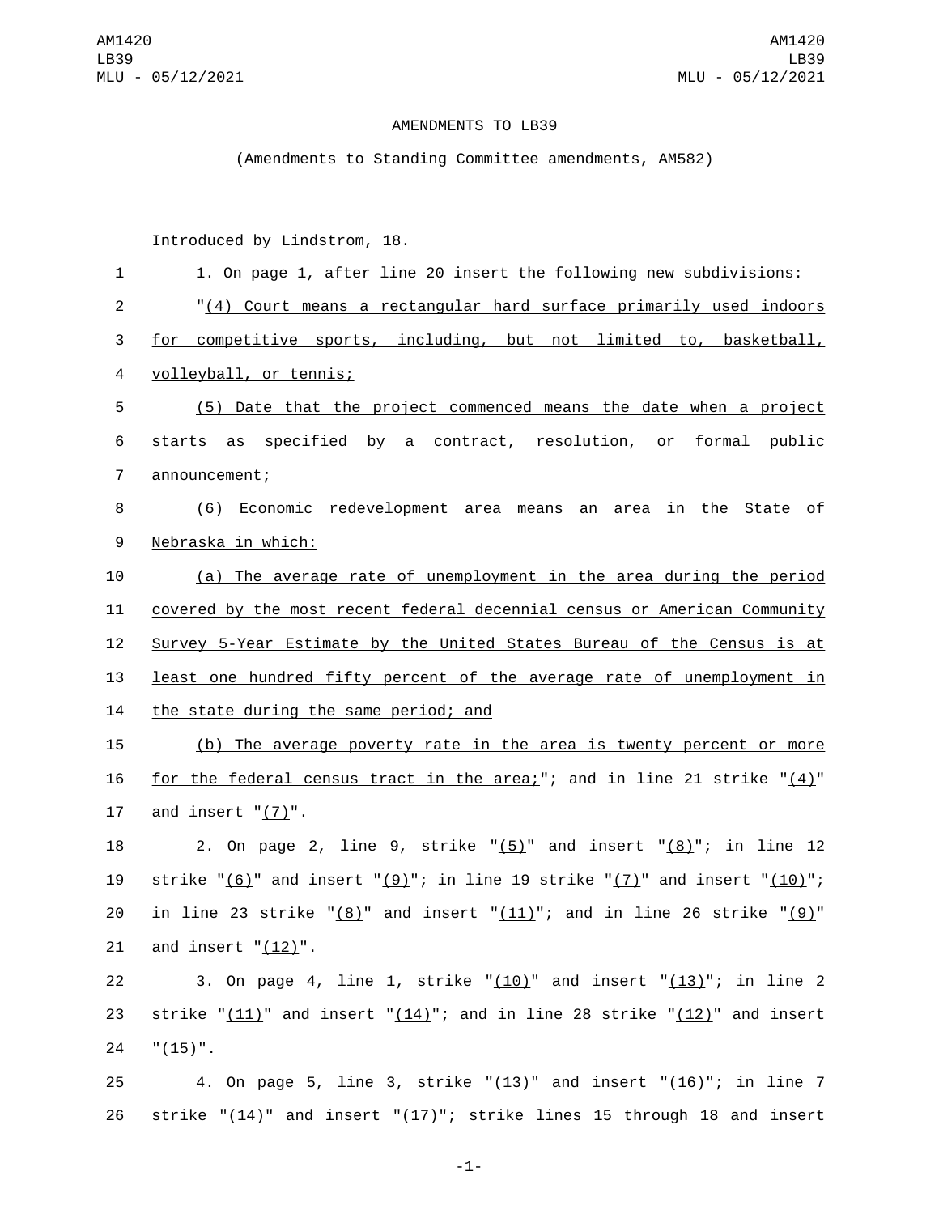AMENDMENTS TO LB39

(Amendments to Standing Committee amendments, AM582)

Introduced by Lindstrom, 18.

1. On page 1, after line 20 insert the following new subdivisions:

"(4) Court means a rectangular hard surface primarily used indoors for competitive sports, including, but not limited to, basketball, volleyball, or tennis;

(5) Date that the project commenced means the date when a project starts as specified by a contract, resolution, or formal public announcement;

(6) Economic redevelopment area means an area in the State of Nebraska in which:

(a) The average rate of unemployment in the area during the period covered by the most recent federal decennial census or American Community Survey 5-Year Estimate by the United States Bureau of the Census is at least one hundred fifty percent of the average rate of unemployment in the state during the same period; and

(b) The average poverty rate in the area is twenty percent or more for the federal census tract in the area;"; and in line 21 strike "(4)" and insert "(7)".

2. On page 2, line 9, strike "(5)" and insert "(8)"; in line 12 strike "(6)" and insert "(9)"; in line 19 strike "(7)" and insert "(10)"; in line 23 strike "(8)" and insert "(11)"; and in line 26 strike "(9)" and insert "(12)".

3. On page 4, line 1, strike "(10)" and insert "(13)"; in line 2 strike "(11)" and insert "(14)"; and in line 28 strike "(12)" and insert "(15)".

4. On page 5, line 3, strike "(13)" and insert "(16)"; in line 7 strike "(14)" and insert "(17)"; strike lines 15 through 18 and insert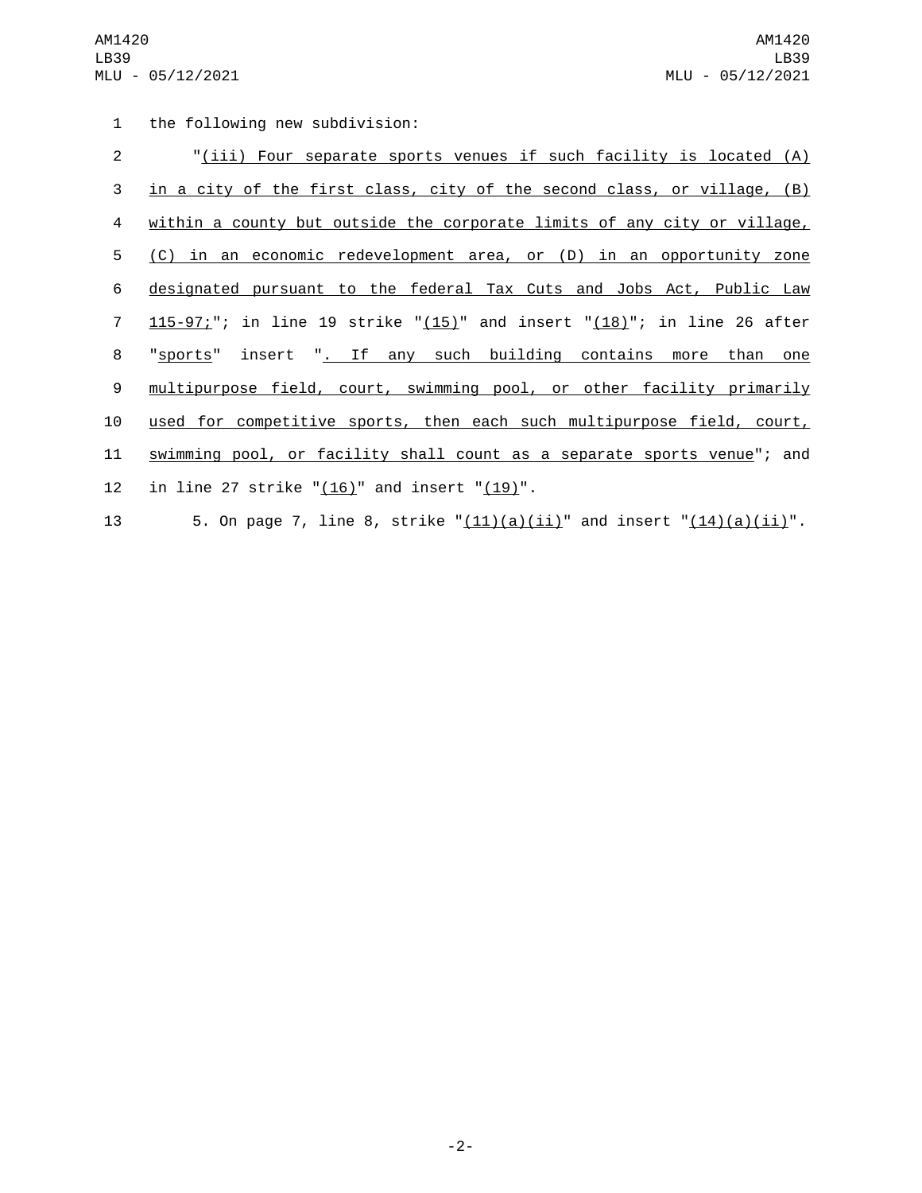the following new subdivision:

"(iii) Four separate sports venues if such facility is located (A) in a city of the first class, city of the second class, or village, (B) within a county but outside the corporate limits of any city or village, (C) in an economic redevelopment area, or (D) in an opportunity zone designated pursuant to the federal Tax Cuts and Jobs Act, Public Law 115-97;"; in line 19 strike "(15)" and insert "(18)"; in line 26 after "sports" insert ". If any such building contains more than one multipurpose field, court, swimming pool, or other facility primarily used for competitive sports, then each such multipurpose field, court, swimming pool, or facility shall count as a separate sports venue"; and in line 27 strike "(16)" and insert "(19)".

5. On page 7, line 8, strike "(11)(a)(ii)" and insert "(14)(a)(ii)".